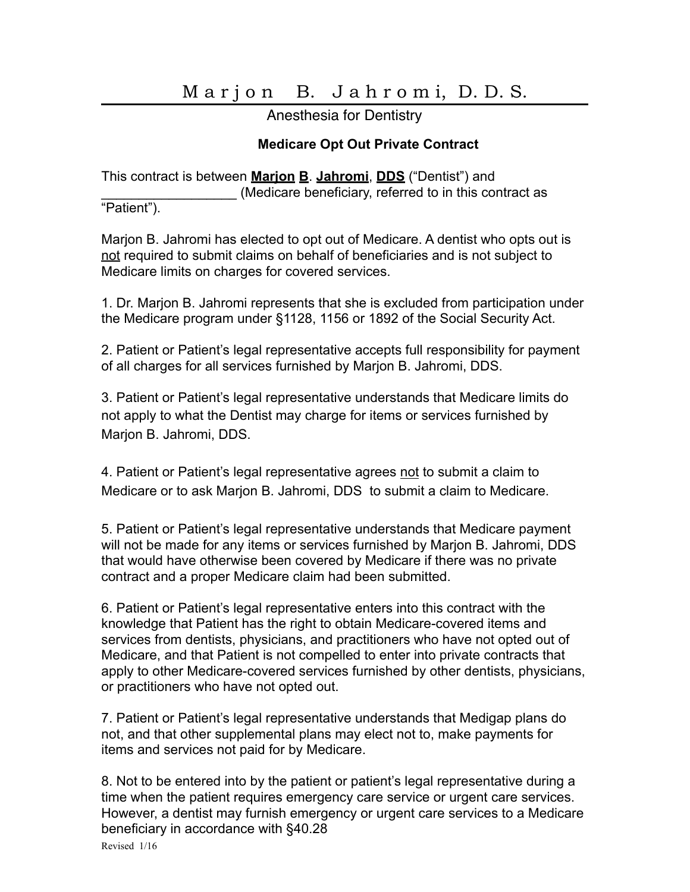# Marjon B. Jahromi, D.D.S.

Anesthesia for Dentistry

## Medicare Opt Out Private Contract

This contract is between **Marjon B. Jahromi, DDS** ("Dentist") and __________________ (Medicare beneficiary, referred to in this contract as "Patient").

Marjon B. Jahromi has elected to opt out of Medicare. A dentist who opts out is not required to submit claims on behalf of beneficiaries and is not subject to Medicare limits on charges for covered services.

1. Dr. Marjon B. Jahromi represents that she is excluded from participation under the Medicare program under §1128, 1156 or 1892 of the Social Security Act.

2. Patient or Patient's legal representative accepts full responsibility for payment of all charges for all services furnished by Marjon B. Jahromi, DDS.

3. Patient or Patient's legal representative understands that Medicare limits do not apply to what the Dentist may charge for items or services furnished by Marjon B. Jahromi, DDS.

4. Patient or Patient's legal representative agrees not to submit a claim to Medicare or to ask Marjon B. Jahromi, DDS to submit a claim to Medicare.

5. Patient or Patient's legal representative understands that Medicare payment will not be made for any items or services furnished by Marjon B. Jahromi, DDS that would have otherwise been covered by Medicare if there was no private contract and a proper Medicare claim had been submitted.

6. Patient or Patient's legal representative enters into this contract with the knowledge that Patient has the right to obtain Medicare-covered items and services from dentists, physicians, and practitioners who have not opted out of Medicare, and that Patient is not compelled to enter into private contracts that apply to other Medicare-covered services furnished by other dentists, physicians, or practitioners who have not opted out.

7. Patient or Patient's legal representative understands that Medigap plans do not, and that other supplemental plans may elect not to, make payments for items and services not paid for by Medicare.

8. Not to be entered into by the patient or patient's legal representative during a time when the patient requires emergency care service or urgent care services. However, a dentist may furnish emergency or urgent care services to a Medicare beneficiary in accordance with §40.28

Revised 1/16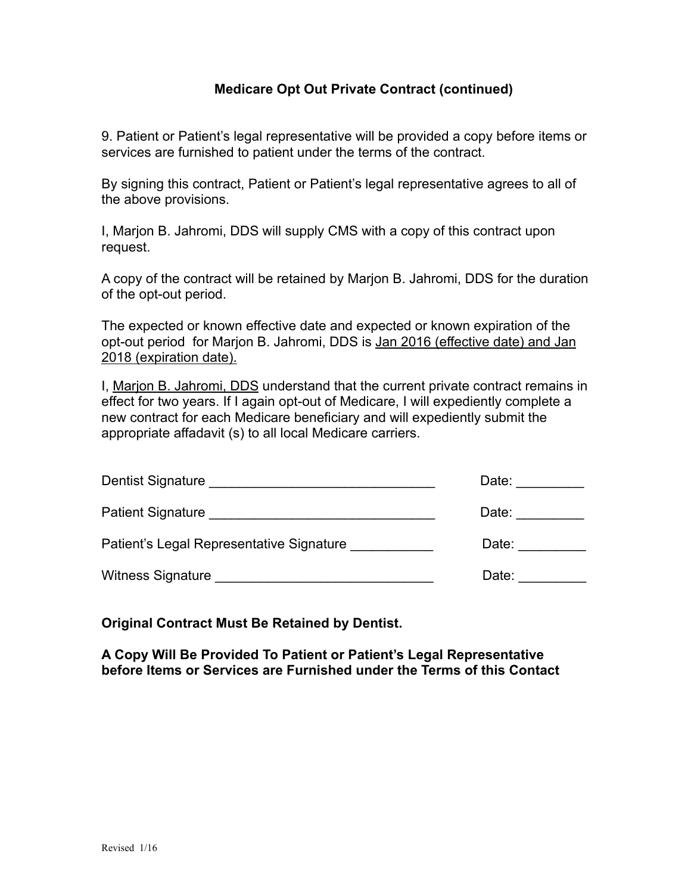## Medicare Opt Out Private Contract (continued)

9. Patient or Patient's legal representative will be provided a copy before items or services are furnished to patient under the terms of the contract.

By signing this contract, Patient or Patient's legal representative agrees to all of the above provisions.

I, Marjon B. Jahromi, DDS will supply CMS with a copy of this contract upon request.

A copy of the contract will be retained by Marjon B. Jahromi, DDS for the duration of the opt-out period.

The expected or known effective date and expected or known expiration of the opt-out period for Marjon B. Jahromi, DDS is Jan 2016 (effective date) and Jan 2018 (expiration date).

I, Marjon B. Jahromi, DDS understand that the current private contract remains in effect for two years. If I again opt-out of Medicare, I will expediently complete a new contract for each Medicare beneficiary and will expediently submit the appropriate affadavit (s) to all local Medicare carriers.

Dentist Signature ______________________________ Date: _________

Patient Signature ______________________________ Date: _________

Patient's Legal Representative Signature ___________ Date: _________

Witness Signature _____________________________ Date: _________

**Original Contract Must Be Retained by Dentist.**

**A Copy Will Be Provided To Patient or Patient's Legal Representative before Items or Services are Furnished under the Terms of this Contact**

Revised 1/16